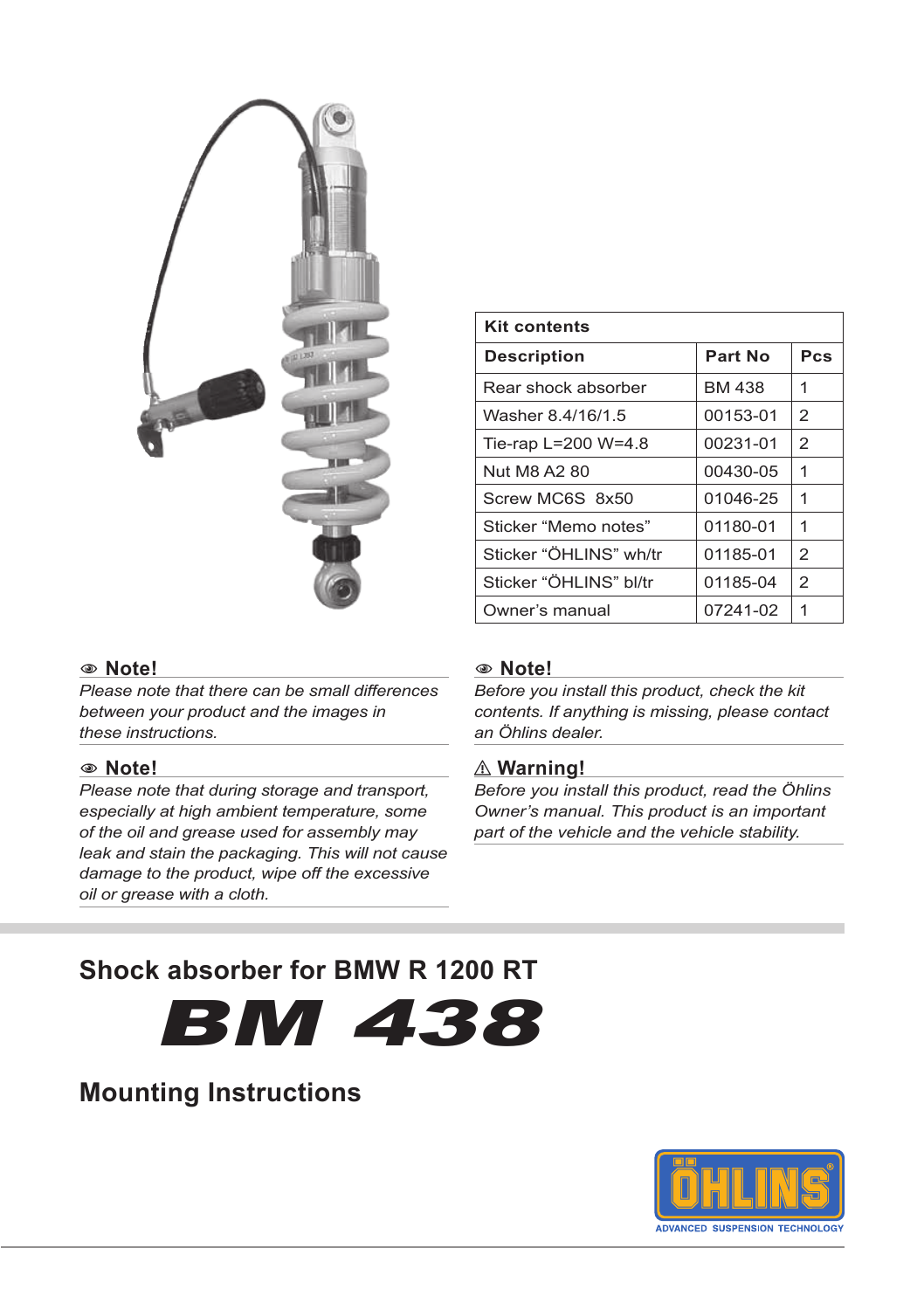| Kit contents | | |
|---|---|---|
| **Description** | **Part No** | **Pcs** |
| Rear shock absorber | BM 438 | 1 |
| Washer 8.4/16/1.5 | 00153-01 | 2 |
| Tie-rap L=200 W=4.8 | 00231-01 | 2 |
| Nut M8 A2 80 | 00430-05 | 1 |
| Screw MC6S 8x50 | 01046-25 | 1 |
| Sticker “Memo notes” | 01180-01 | 1 |
| Sticker “ÖHLINS” wh/tr | 01185-01 | 2 |
| Sticker “ÖHLINS” bl/tr | 01185-04 | 2 |
| Owner’s manual | 07241-02 | 1 |

**Note!**

*Please note that there can be small differences between your product and the images in these instructions.*

**Note!**

*Please note that during storage and transport, especially at high ambient temperature, some of the oil and grease used for assembly may leak and stain the packaging. This will not cause damage to the product, wipe off the excessive oil or grease with a cloth.*

**Note!**

*Before you install this product, check the kit contents. If anything is missing, please contact an Öhlins dealer.*

**⚠ Warning!**

*Before you install this product, read the Öhlins Owner’s manual. This product is an important part of the vehicle and the vehicle stability.*

## Shock absorber for BMW R 1200 RT

# BM 438

## Mounting Instructions

ÖHLINS
ADVANCED SUSPENSION TECHNOLOGY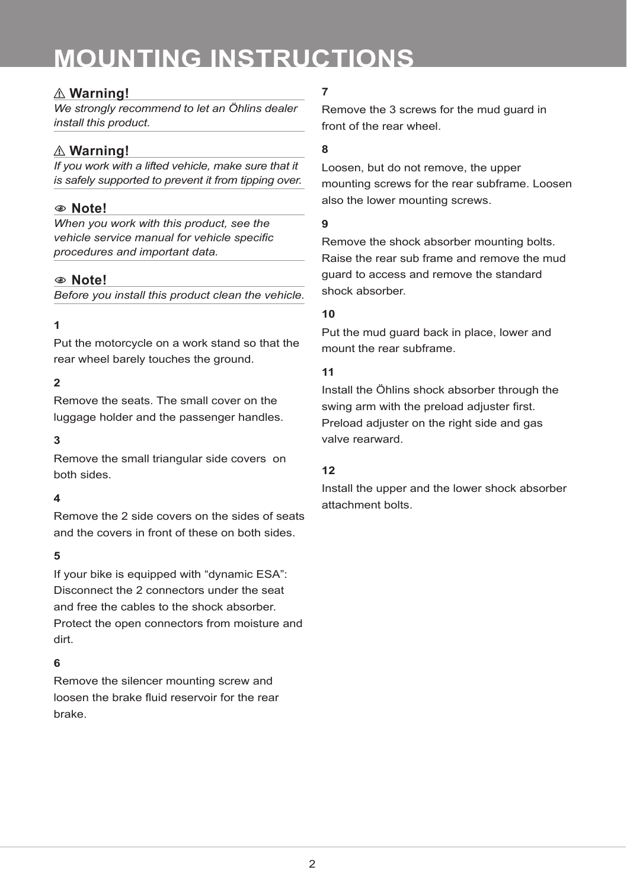# MOUNTING INSTRUCTIONS

### ⚠ Warning!

*We strongly recommend to let an Öhlins dealer install this product.*

### ⚠ Warning!

*If you work with a lifted vehicle, make sure that it is safely supported to prevent it from tipping over.*

### Note!

*When you work with this product, see the vehicle service manual for vehicle specific procedures and important data.*

### Note!

*Before you install this product clean the vehicle.*

**1**

Put the motorcycle on a work stand so that the rear wheel barely touches the ground.

**2**

Remove the seats. The small cover on the luggage holder and the passenger handles.

**3**

Remove the small triangular side covers on both sides.

**4**

Remove the 2 side covers on the sides of seats and the covers in front of these on both sides.

**5**

If your bike is equipped with “dynamic ESA”: Disconnect the 2 connectors under the seat and free the cables to the shock absorber. Protect the open connectors from moisture and dirt.

**6**

Remove the silencer mounting screw and loosen the brake fluid reservoir for the rear brake.

**7**

Remove the 3 screws for the mud guard in front of the rear wheel.

**8**

Loosen, but do not remove, the upper mounting screws for the rear subframe. Loosen also the lower mounting screws.

**9**

Remove the shock absorber mounting bolts. Raise the rear sub frame and remove the mud guard to access and remove the standard shock absorber.

**10**

Put the mud guard back in place, lower and mount the rear subframe.

**11**

Install the Öhlins shock absorber through the swing arm with the preload adjuster first. Preload adjuster on the right side and gas valve rearward.

**12**

Install the upper and the lower shock absorber attachment bolts.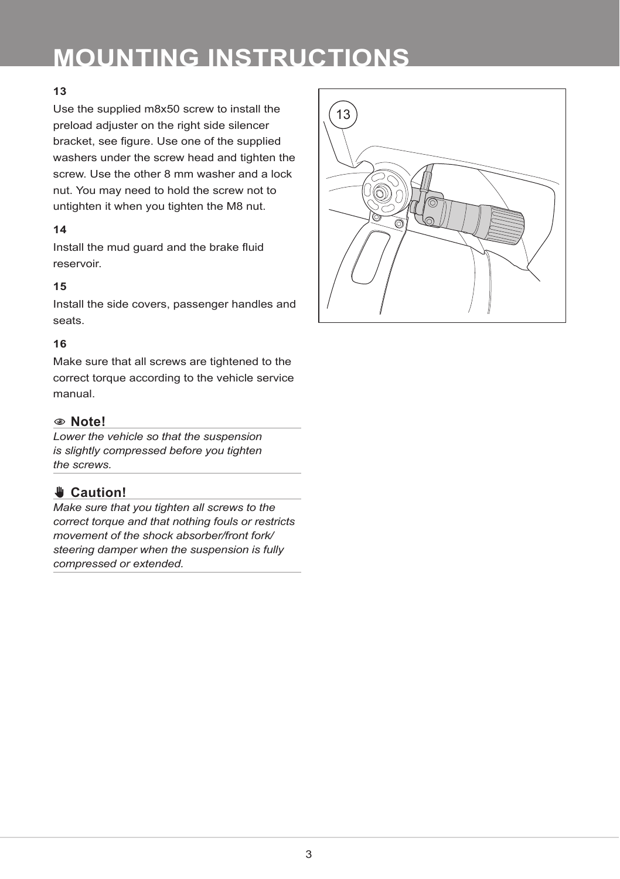# MOUNTING INSTRUCTIONS

**13**

Use the supplied m8x50 screw to install the preload adjuster on the right side silencer bracket, see figure. Use one of the supplied washers under the screw head and tighten the screw. Use the other 8 mm washer and a lock nut. You may need to hold the screw not to untighten it when you tighten the M8 nut.

**14**

Install the mud guard and the brake fluid reservoir.

**15**

Install the side covers, passenger handles and seats.

**16**

Make sure that all screws are tightened to the correct torque according to the vehicle service manual.

**Note!**

*Lower the vehicle so that the suspension is slightly compressed before you tighten the screws.*

**Caution!**

*Make sure that you tighten all screws to the correct torque and that nothing fouls or restricts movement of the shock absorber/front fork/steering damper when the suspension is fully compressed or extended.*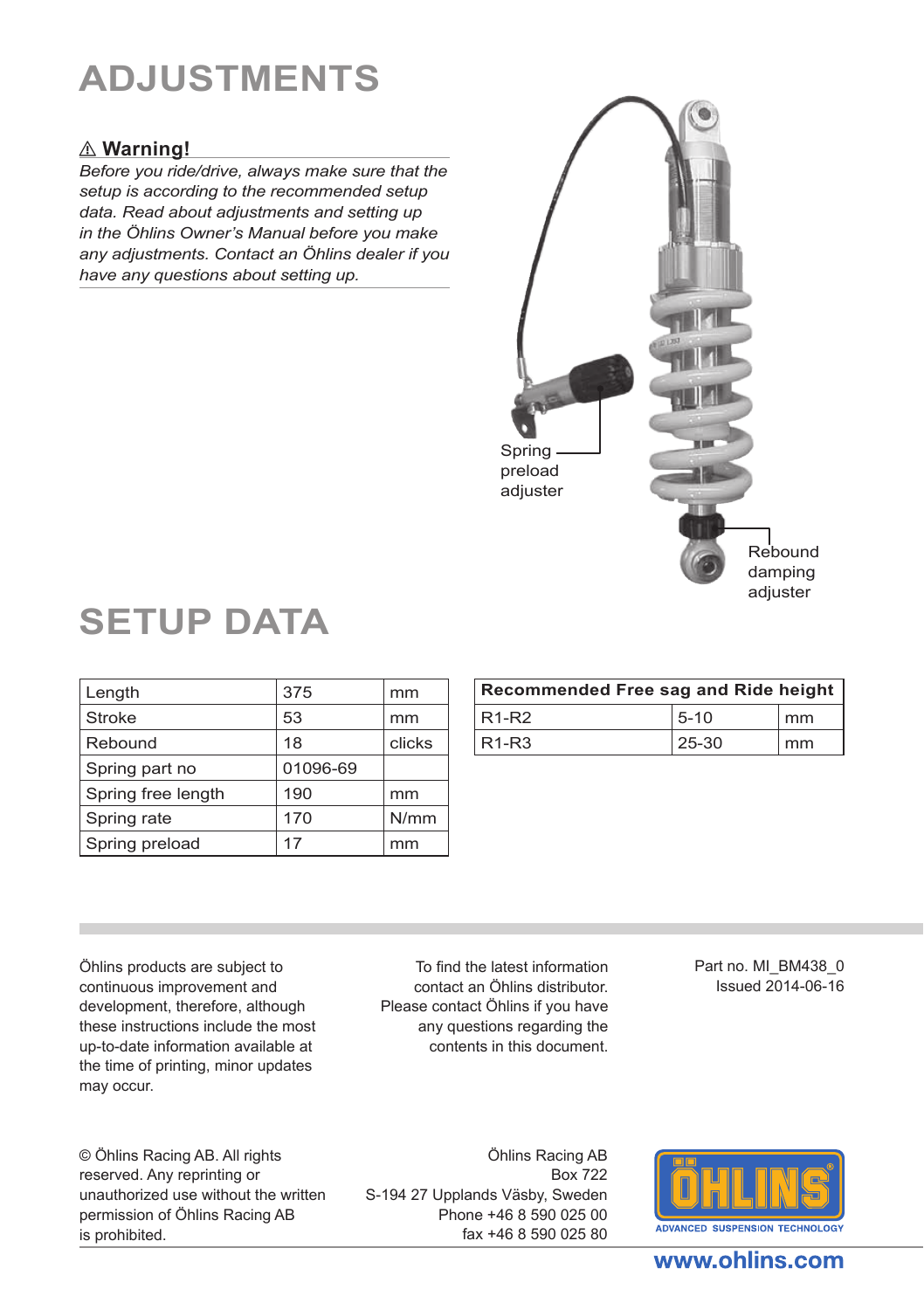# ADJUSTMENTS

## ⚠ Warning!

*Before you ride/drive, always make sure that the setup is according to the recommended setup data. Read about adjustments and setting up in the Öhlins Owner's Manual before you make any adjustments. Contact an Öhlins dealer if you have any questions about setting up.*

Spring preload adjuster

Rebound damping adjuster

# SETUP DATA

| | | |
|---|---|---|
| Length | 375 | mm |
| Stroke | 53 | mm |
| Rebound | 18 | clicks |
| Spring part no | 01096-69 | |
| Spring free length | 190 | mm |
| Spring rate | 170 | N/mm |
| Spring preload | 17 | mm |

| Recommended Free sag and Ride height | | |
|---|---|---|
| R1-R2 | 5-10 | mm |
| R1-R3 | 25-30 | mm |

Öhlins products are subject to continuous improvement and development, therefore, although these instructions include the most up-to-date information available at the time of printing, minor updates may occur.

To find the latest information contact an Öhlins distributor. Please contact Öhlins if you have any questions regarding the contents in this document.

Part no. MI_BM438_0
Issued 2014-06-16

© Öhlins Racing AB. All rights reserved. Any reprinting or unauthorized use without the written permission of Öhlins Racing AB is prohibited.

Öhlins Racing AB
Box 722
S-194 27 Upplands Väsby, Sweden
Phone +46 8 590 025 00
fax +46 8 590 025 80

ÖHLINS
ADVANCED SUSPENSION TECHNOLOGY

www.ohlins.com